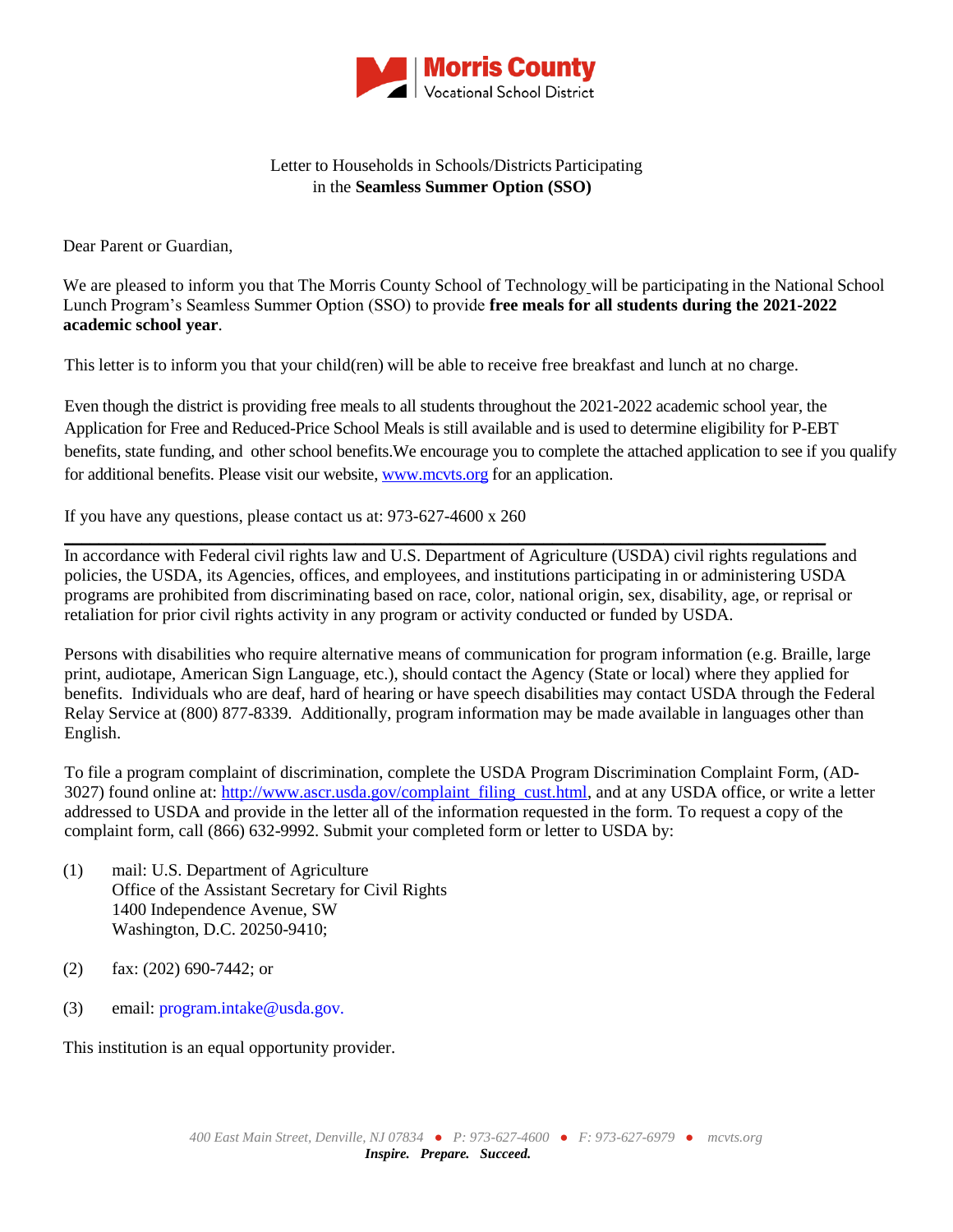Morris County
Vocational School District

Letter to Households in Schools/Districts Participating
in the **Seamless Summer Option (SSO)**

Dear Parent or Guardian,

We are pleased to inform you that The Morris County School of Technology will be participating in the National School Lunch Program's Seamless Summer Option (SSO) to provide **free meals for all students during the 2021-2022 academic school year**.

This letter is to inform you that your child(ren) will be able to receive free breakfast and lunch at no charge.

Even though the district is providing free meals to all students throughout the 2021-2022 academic school year, the Application for Free and Reduced-Price School Meals is still available and is used to determine eligibility for P-EBT benefits, state funding, and other school benefits.We encourage you to complete the attached application to see if you qualify for additional benefits. Please visit our website, [www.mcvts.org](www.mcvts.org) for an application.

If you have any questions, please contact us at: 973-627-4600 x 260

---

In accordance with Federal civil rights law and U.S. Department of Agriculture (USDA) civil rights regulations and policies, the USDA, its Agencies, offices, and employees, and institutions participating in or administering USDA programs are prohibited from discriminating based on race, color, national origin, sex, disability, age, or reprisal or retaliation for prior civil rights activity in any program or activity conducted or funded by USDA.

Persons with disabilities who require alternative means of communication for program information (e.g. Braille, large print, audiotape, American Sign Language, etc.), should contact the Agency (State or local) where they applied for benefits. Individuals who are deaf, hard of hearing or have speech disabilities may contact USDA through the Federal Relay Service at (800) 877-8339. Additionally, program information may be made available in languages other than English.

To file a program complaint of discrimination, complete the USDA Program Discrimination Complaint Form, (AD-3027) found online at: [http://www.ascr.usda.gov/complaint_filing_cust.html](http://www.ascr.usda.gov/complaint_filing_cust.html), and at any USDA office, or write a letter addressed to USDA and provide in the letter all of the information requested in the form. To request a copy of the complaint form, call (866) 632-9992. Submit your completed form or letter to USDA by:

(1) mail: U.S. Department of Agriculture
Office of the Assistant Secretary for Civil Rights
1400 Independence Avenue, SW
Washington, D.C. 20250-9410;

(2) fax: (202) 690-7442; or

(3) email: program.intake@usda.gov.

This institution is an equal opportunity provider.

*400 East Main Street, Denville, NJ 07834 • P: 973-627-4600 • F: 973-627-6979 • mcvts.org*

***Inspire. Prepare. Succeed.***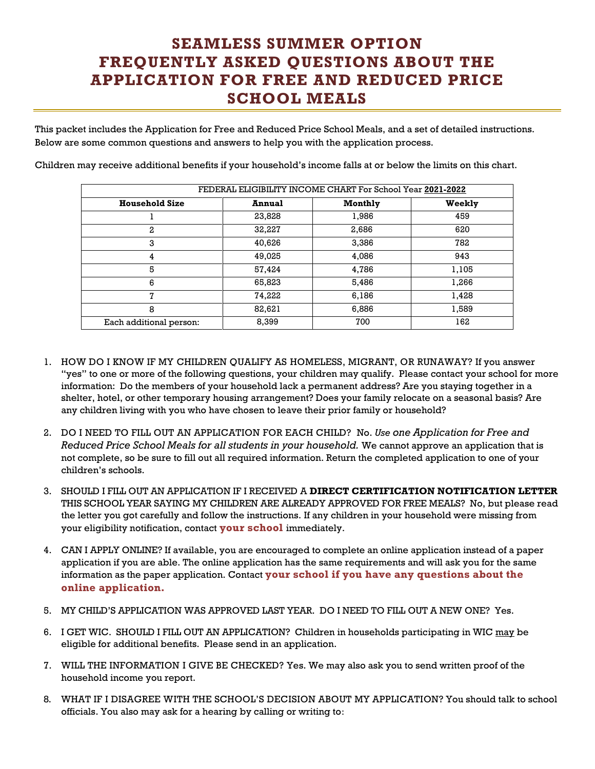# SEAMLESS SUMMER OPTION FREQUENTLY ASKED QUESTIONS ABOUT THE APPLICATION FOR FREE AND REDUCED PRICE SCHOOL MEALS

This packet includes the Application for Free and Reduced Price School Meals, and a set of detailed instructions. Below are some common questions and answers to help you with the application process.

Children may receive additional benefits if your household's income falls at or below the limits on this chart.

| FEDERAL ELIGIBILITY INCOME CHART For School Year **2021-2022** | | | |
|---|---|---|---|
| **Household Size** | **Annual** | **Monthly** | **Weekly** |
| 1 | 23,828 | 1,986 | 459 |
| 2 | 32,227 | 2,686 | 620 |
| 3 | 40,626 | 3,386 | 782 |
| 4 | 49,025 | 4,086 | 943 |
| 5 | 57,424 | 4,786 | 1,105 |
| 6 | 65,823 | 5,486 | 1,266 |
| 7 | 74,222 | 6,186 | 1,428 |
| 8 | 82,621 | 6,886 | 1,589 |
| Each additional person: | 8,399 | 700 | 162 |

1. HOW DO I KNOW IF MY CHILDREN QUALIFY AS HOMELESS, MIGRANT, OR RUNAWAY? If you answer "yes" to one or more of the following questions, your children may qualify. Please contact your school for more information: Do the members of your household lack a permanent address? Are you staying together in a shelter, hotel, or other temporary housing arrangement? Does your family relocate on a seasonal basis? Are any children living with you who have chosen to leave their prior family or household?

2. DO I NEED TO FILL OUT AN APPLICATION FOR EACH CHILD? No. *Use one Application for Free and Reduced Price School Meals for all students in your household.* We cannot approve an application that is not complete, so be sure to fill out all required information. Return the completed application to one of your children's schools.

3. SHOULD I FILL OUT AN APPLICATION IF I RECEIVED A **DIRECT CERTIFICATION NOTIFICATION LETTER** THIS SCHOOL YEAR SAYING MY CHILDREN ARE ALREADY APPROVED FOR FREE MEALS? No, but please read the letter you got carefully and follow the instructions. If any children in your household were missing from your eligibility notification, contact **your school** immediately.

4. CAN I APPLY ONLINE? If available, you are encouraged to complete an online application instead of a paper application if you are able. The online application has the same requirements and will ask you for the same information as the paper application. Contact **your school if you have any questions about the online application.**

5. MY CHILD'S APPLICATION WAS APPROVED LAST YEAR. DO I NEED TO FILL OUT A NEW ONE? Yes.

6. I GET WIC. SHOULD I FILL OUT AN APPLICATION? Children in households participating in WIC may be eligible for additional benefits. Please send in an application.

7. WILL THE INFORMATION I GIVE BE CHECKED? Yes. We may also ask you to send written proof of the household income you report.

8. WHAT IF I DISAGREE WITH THE SCHOOL'S DECISION ABOUT MY APPLICATION? You should talk to school officials. You also may ask for a hearing by calling or writing to: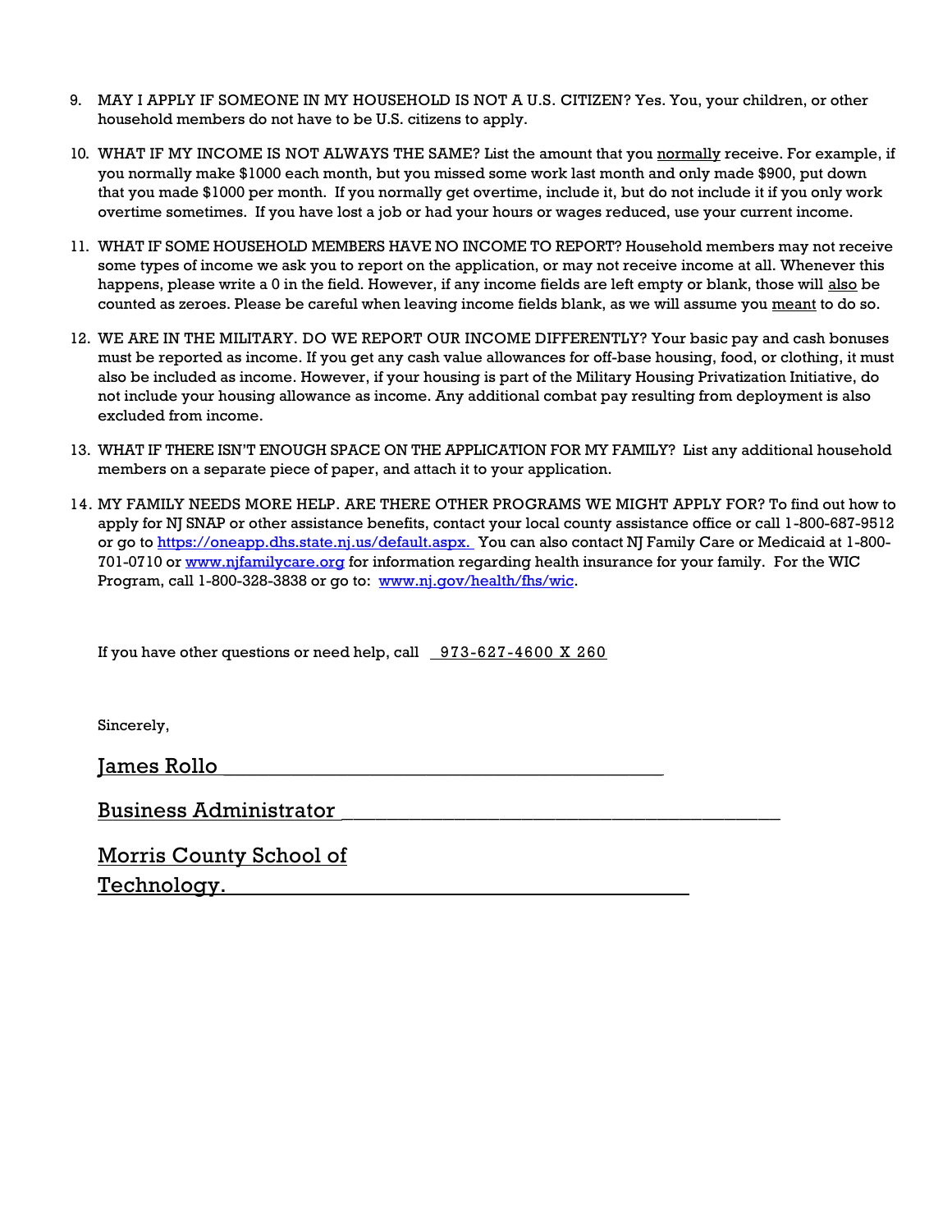9. MAY I APPLY IF SOMEONE IN MY HOUSEHOLD IS NOT A U.S. CITIZEN? Yes. You, your children, or other household members do not have to be U.S. citizens to apply.

10. WHAT IF MY INCOME IS NOT ALWAYS THE SAME? List the amount that you normally receive. For example, if you normally make $1000 each month, but you missed some work last month and only made $900, put down that you made $1000 per month. If you normally get overtime, include it, but do not include it if you only work overtime sometimes. If you have lost a job or had your hours or wages reduced, use your current income.

11. WHAT IF SOME HOUSEHOLD MEMBERS HAVE NO INCOME TO REPORT? Household members may not receive some types of income we ask you to report on the application, or may not receive income at all. Whenever this happens, please write a 0 in the field. However, if any income fields are left empty or blank, those will also be counted as zeroes. Please be careful when leaving income fields blank, as we will assume you meant to do so.

12. WE ARE IN THE MILITARY. DO WE REPORT OUR INCOME DIFFERENTLY? Your basic pay and cash bonuses must be reported as income. If you get any cash value allowances for off-base housing, food, or clothing, it must also be included as income. However, if your housing is part of the Military Housing Privatization Initiative, do not include your housing allowance as income. Any additional combat pay resulting from deployment is also excluded from income.

13. WHAT IF THERE ISN'T ENOUGH SPACE ON THE APPLICATION FOR MY FAMILY? List any additional household members on a separate piece of paper, and attach it to your application.

14. MY FAMILY NEEDS MORE HELP. ARE THERE OTHER PROGRAMS WE MIGHT APPLY FOR? To find out how to apply for NJ SNAP or other assistance benefits, contact your local county assistance office or call 1-800-687-9512 or go to https://oneapp.dhs.state.nj.us/default.aspx. You can also contact NJ Family Care or Medicaid at 1-800-701-0710 or www.njfamilycare.org for information regarding health insurance for your family. For the WIC Program, call 1-800-328-3838 or go to: www.nj.gov/health/fhs/wic.

If you have other questions or need help, call 973-627-4600 X 260

Sincerely,

James Rollo

Business Administrator

Morris County School of Technology.